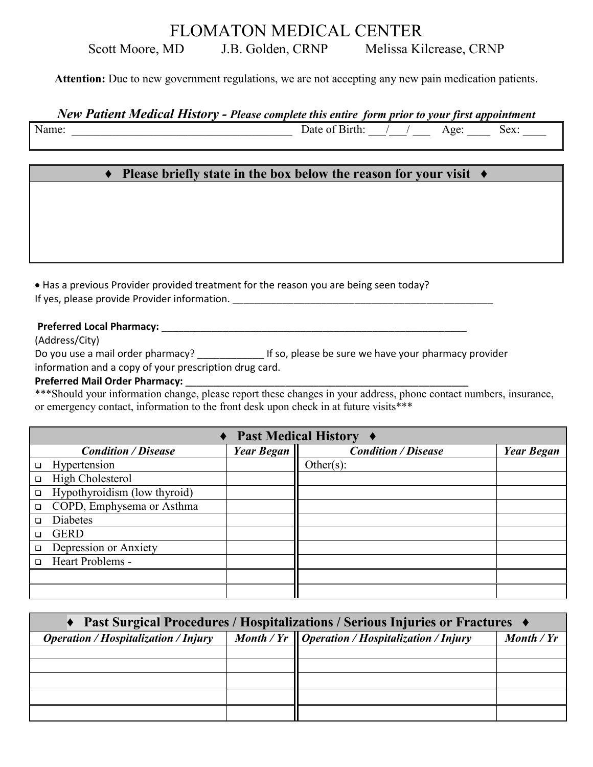# FLOMATON MEDICAL CENTER

Scott Moore, MD J.B. Golden, CRNP Melissa Kilcrease, CRNP

**Attention:** Due to new government regulations, we are not accepting any new pain medication patients.

## *New Patient Medical History - Please complete this entire form prior to your first appointment*

Name: ______________________________________ Date of Birth: ___/___/ ___ Age: ____ Sex: ____

| ♦ Please briefly state in the box below the reason for your visit ♦ |
|---|
| |

- Has a previous Provider provided treatment for the reason you are being seen today?

If yes, please provide Provider information. ___________________________________________________

**Preferred Local Pharmacy:** ____________________________________________________________
(Address/City)

Do you use a mail order pharmacy? ____________ If so, please be sure we have your pharmacy provider information and a copy of your prescription drug card.

**Preferred Mail Order Pharmacy:** _______________________________________________________

***Should your information change, please report these changes in your address, phone contact numbers, insurance, or emergency contact, information to the front desk upon check in at future visits***

| ♦ Past Medical History ♦ | | | |
|---|---|---|---|
| ***Condition / Disease*** | ***Year Began*** | ***Condition / Disease*** | ***Year Began*** |
| ☐ Hypertension | | Other(s): | |
| ☐ High Cholesterol | | | |
| ☐ Hypothyroidism (low thyroid) | | | |
| ☐ COPD, Emphysema or Asthma | | | |
| ☐ Diabetes | | | |
| ☐ GERD | | | |
| ☐ Depression or Anxiety | | | |
| ☐ Heart Problems - | | | |
| | | | |
| | | | |

| ♦ Past Surgical Procedures / Hospitalizations / Serious Injuries or Fractures ♦ | | | |
|---|---|---|---|
| ***Operation / Hospitalization / Injury*** | ***Month / Yr*** | ***Operation / Hospitalization / Injury*** | ***Month / Yr*** |
| | | | |
| | | | |
| | | | |
| | | | |
| | | | |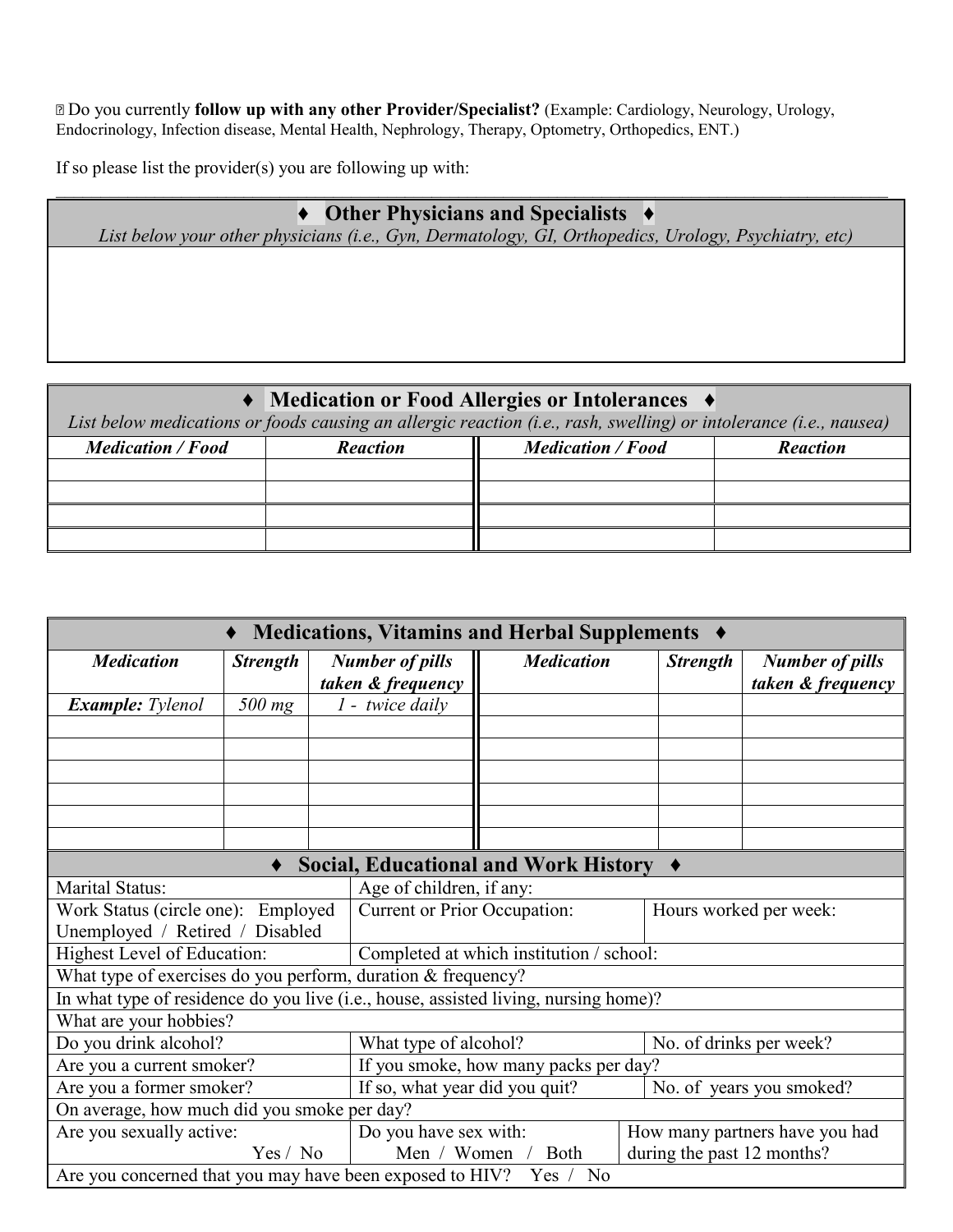☐ Do you currently **follow up with any other Provider/Specialist?** (Example: Cardiology, Neurology, Urology, Endocrinology, Infection disease, Mental Health, Nephrology, Therapy, Optometry, Orthopedics, ENT.)

If so please list the provider(s) you are following up with:

______________________________________________________________________________

| ♦ **Other Physicians and Specialists** ♦ |
|---|
| *List below your other physicians (i.e., Gyn, Dermatology, GI, Orthopedics, Urology, Psychiatry, etc)* |
| |

| ♦ **Medication or Food Allergies or Intolerances** ♦ | | | |
|---|---|---|---|
| *List below medications or foods causing an allergic reaction (i.e., rash, swelling) or intolerance (i.e., nausea)* | | | |
| ***Medication / Food*** | ***Reaction*** | ***Medication / Food*** | ***Reaction*** |
| | | | |
| | | | |
| | | | |
| | | | |

| ♦ **Medications, Vitamins and Herbal Supplements** ♦ | | | | | |
|---|---|---|---|---|---|
| ***Medication*** | ***Strength*** | ***Number of pills taken & frequency*** | ***Medication*** | ***Strength*** | ***Number of pills taken & frequency*** |
| ***Example:*** *Tylenol* | *500 mg* | *1 - twice daily* | | | |
| | | | | | |
| | | | | | |
| | | | | | |
| | | | | | |
| | | | | | |
| | | | | | |

| ♦ **Social, Educational and Work History** ♦ | | |
|---|---|---|
| Marital Status: | Age of children, if any: | |
| Work Status (circle one): Employed Unemployed / Retired / Disabled | Current or Prior Occupation: | Hours worked per week: |
| Highest Level of Education: | Completed at which institution / school: | |
| What type of exercises do you perform, duration & frequency? | | |
| In what type of residence do you live (i.e., house, assisted living, nursing home)? | | |
| What are your hobbies? | | |
| Do you drink alcohol? | What type of alcohol? | No. of drinks per week? |
| Are you a current smoker? | If you smoke, how many packs per day? | |
| Are you a former smoker? | If so, what year did you quit? | No. of years you smoked? |
| On average, how much did you smoke per day? | | |
| Are you sexually active: Yes / No | Do you have sex with: Men / Women / Both | How many partners have you had during the past 12 months? |
| Are you concerned that you may have been exposed to HIV? Yes / No | | |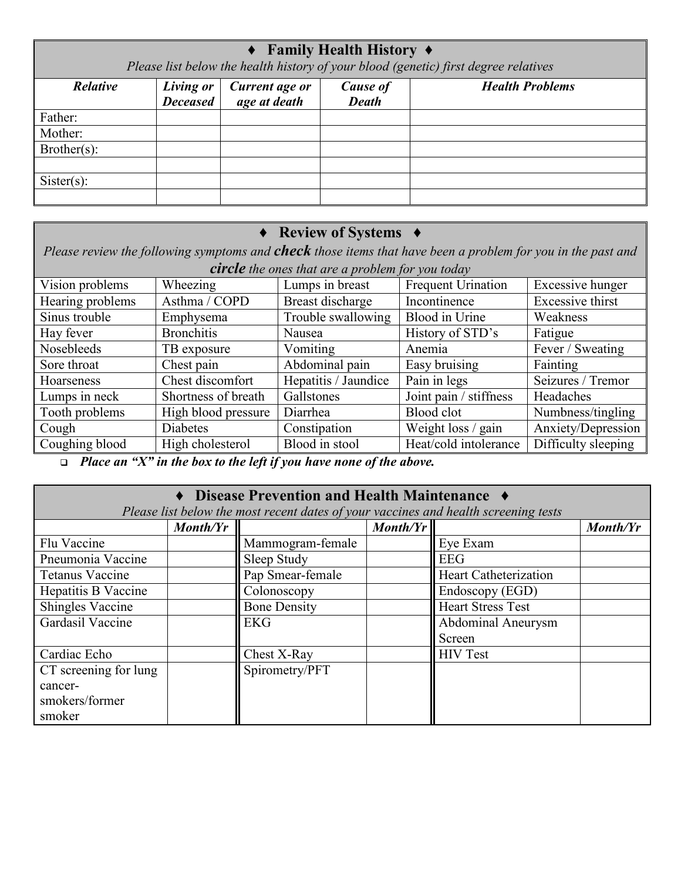## ♦ Family Health History ♦

*Please list below the health history of your blood (genetic) first degree relatives*

| *Relative* | *Living or Deceased* | *Current age or age at death* | *Cause of Death* | *Health Problems* |
|---|---|---|---|---|
| Father: | | | | |
| Mother: | | | | |
| Brother(s): | | | | |
| | | | | |
| Sister(s): | | | | |
| | | | | |

## ♦ Review of Systems ♦

*Please review the following symptoms and **check** those items that have been a problem for you in the past and **circle** the ones that are a problem for you today*

| | | | | |
|---|---|---|---|---|
| Vision problems | Wheezing | Lumps in breast | Frequent Urination | Excessive hunger |
| Hearing problems | Asthma / COPD | Breast discharge | Incontinence | Excessive thirst |
| Sinus trouble | Emphysema | Trouble swallowing | Blood in Urine | Weakness |
| Hay fever | Bronchitis | Nausea | History of STD's | Fatigue |
| Nosebleeds | TB exposure | Vomiting | Anemia | Fever / Sweating |
| Sore throat | Chest pain | Abdominal pain | Easy bruising | Fainting |
| Hoarseness | Chest discomfort | Hepatitis / Jaundice | Pain in legs | Seizures / Tremor |
| Lumps in neck | Shortness of breath | Gallstones | Joint pain / stiffness | Headaches |
| Tooth problems | High blood pressure | Diarrhea | Blood clot | Numbness/tingling |
| Cough | Diabetes | Constipation | Weight loss / gain | Anxiety/Depression |
| Coughing blood | High cholesterol | Blood in stool | Heat/cold intolerance | Difficulty sleeping |

- ❑ ***Place an "X" in the box to the left if you have none of the above.***

## ♦ Disease Prevention and Health Maintenance ♦

*Please list below the most recent dates of your vaccines and health screening tests*

| | *Month/Yr* | | *Month/Yr* | | *Month/Yr* |
|---|---|---|---|---|---|
| Flu Vaccine | | Mammogram-female | | Eye Exam | |
| Pneumonia Vaccine | | Sleep Study | | EEG | |
| Tetanus Vaccine | | Pap Smear-female | | Heart Catheterization | |
| Hepatitis B Vaccine | | Colonoscopy | | Endoscopy (EGD) | |
| Shingles Vaccine | | Bone Density | | Heart Stress Test | |
| Gardasil Vaccine | | EKG | | Abdominal Aneurysm Screen | |
| Cardiac Echo | | Chest X-Ray | | HIV Test | |
| CT screening for lung cancer-smokers/former smoker | | Spirometry/PFT | | | |